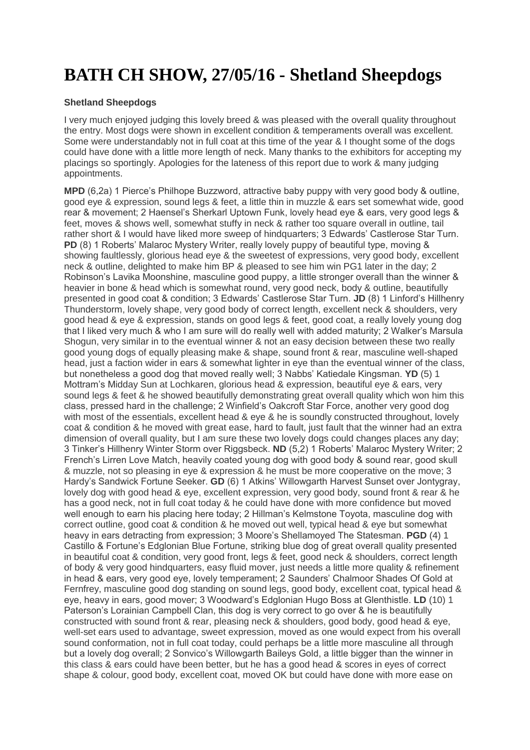# BATH CH SHOW, 27/05/16 - Shetland Sheepdogs

**Shetland Sheepdogs**

I very much enjoyed judging this lovely breed & was pleased with the overall quality throughout the entry. Most dogs were shown in excellent condition & temperaments overall was excellent. Some were understandably not in full coat at this time of the year & I thought some of the dogs could have done with a little more length of neck. Many thanks to the exhibitors for accepting my placings so sportingly. Apologies for the lateness of this report due to work & many judging appointments.

**MPD** (6,2a) 1 Pierce's Philhope Buzzword, attractive baby puppy with very good body & outline, good eye & expression, sound legs & feet, a little thin in muzzle & ears set somewhat wide, good rear & movement; 2 Haensel's Sherkarl Uptown Funk, lovely head eye & ears, very good legs & feet, moves & shows well, somewhat stuffy in neck & rather too square overall in outline, tail rather short & I would have liked more sweep of hindquarters; 3 Edwards' Castlerose Star Turn. **PD** (8) 1 Roberts' Malaroc Mystery Writer, really lovely puppy of beautiful type, moving & showing faultlessly, glorious head eye & the sweetest of expressions, very good body, excellent neck & outline, delighted to make him BP & pleased to see him win PG1 later in the day; 2 Robinson's Lavika Moonshine, masculine good puppy, a little stronger overall than the winner & heavier in bone & head which is somewhat round, very good neck, body & outline, beautifully presented in good coat & condition; 3 Edwards' Castlerose Star Turn. **JD** (8) 1 Linford's Hillhenry Thunderstorm, lovely shape, very good body of correct length, excellent neck & shoulders, very good head & eye & expression, stands on good legs & feet, good coat, a really lovely young dog that I liked very much & who I am sure will do really well with added maturity; 2 Walker's Marsula Shogun, very similar in to the eventual winner & not an easy decision between these two really good young dogs of equally pleasing make & shape, sound front & rear, masculine well-shaped head, just a faction wider in ears & somewhat lighter in eye than the eventual winner of the class, but nonetheless a good dog that moved really well; 3 Nabbs' Katiedale Kingsman. **YD** (5) 1 Mottram's Midday Sun at Lochkaren, glorious head & expression, beautiful eye & ears, very sound legs & feet & he showed beautifully demonstrating great overall quality which won him this class, pressed hard in the challenge; 2 Winfield's Oakcroft Star Force, another very good dog with most of the essentials, excellent head & eye & he is soundly constructed throughout, lovely coat & condition & he moved with great ease, hard to fault, just fault that the winner had an extra dimension of overall quality, but I am sure these two lovely dogs could changes places any day; 3 Tinker's Hillhenry Winter Storm over Riggsbeck. **ND** (5,2) 1 Roberts' Malaroc Mystery Writer; 2 French's Lirren Love Match, heavily coated young dog with good body & sound rear, good skull & muzzle, not so pleasing in eye & expression & he must be more cooperative on the move; 3 Hardy's Sandwick Fortune Seeker. **GD** (6) 1 Atkins' Willowgarth Harvest Sunset over Jontygray, lovely dog with good head & eye, excellent expression, very good body, sound front & rear & he has a good neck, not in full coat today & he could have done with more confidence but moved well enough to earn his placing here today; 2 Hillman's Kelmstone Toyota, masculine dog with correct outline, good coat & condition & he moved out well, typical head & eye but somewhat heavy in ears detracting from expression; 3 Moore's Shellamoyed The Statesman. **PGD** (4) 1 Castillo & Fortune's Edglonian Blue Fortune, striking blue dog of great overall quality presented in beautiful coat & condition, very good front, legs & feet, good neck & shoulders, correct length of body & very good hindquarters, easy fluid mover, just needs a little more quality & refinement in head & ears, very good eye, lovely temperament; 2 Saunders' Chalmoor Shades Of Gold at Fernfrey, masculine good dog standing on sound legs, good body, excellent coat, typical head & eye, heavy in ears, good mover; 3 Woodward's Edglonian Hugo Boss at Glenthistle. **LD** (10) 1 Paterson's Lorainian Campbell Clan, this dog is very correct to go over & he is beautifully constructed with sound front & rear, pleasing neck & shoulders, good body, good head & eye, well-set ears used to advantage, sweet expression, moved as one would expect from his overall sound conformation, not in full coat today, could perhaps be a little more masculine all through but a lovely dog overall; 2 Sonvico's Willowgarth Baileys Gold, a little bigger than the winner in this class & ears could have been better, but he has a good head & scores in eyes of correct shape & colour, good body, excellent coat, moved OK but could have done with more ease on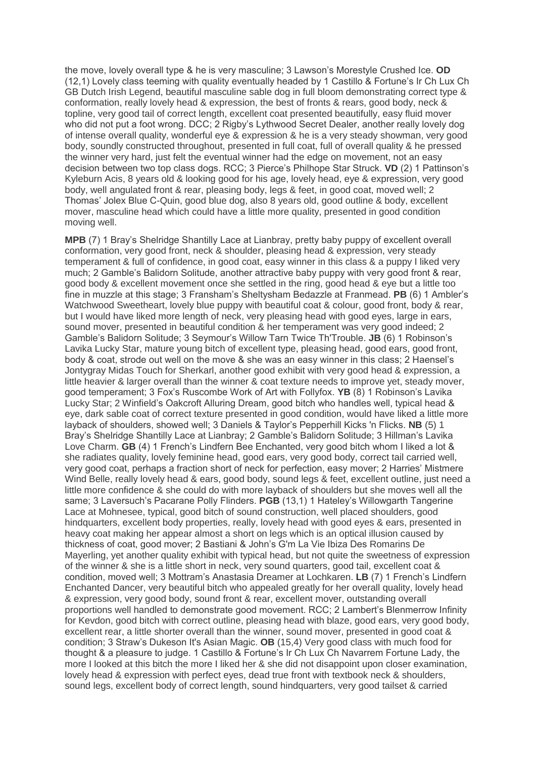the move, lovely overall type & he is very masculine; 3 Lawson's Morestyle Crushed Ice. **OD** (12,1) Lovely class teeming with quality eventually headed by 1 Castillo & Fortune's Ir Ch Lux Ch GB Dutch Irish Legend, beautiful masculine sable dog in full bloom demonstrating correct type & conformation, really lovely head & expression, the best of fronts & rears, good body, neck & topline, very good tail of correct length, excellent coat presented beautifully, easy fluid mover who did not put a foot wrong. DCC; 2 Rigby's Lythwood Secret Dealer, another really lovely dog of intense overall quality, wonderful eye & expression & he is a very steady showman, very good body, soundly constructed throughout, presented in full coat, full of overall quality & he pressed the winner very hard, just felt the eventual winner had the edge on movement, not an easy decision between two top class dogs. RCC; 3 Pierce's Philhope Star Struck. **VD** (2) 1 Pattinson's Kyleburn Acis, 8 years old & looking good for his age, lovely head, eye & expression, very good body, well angulated front & rear, pleasing body, legs & feet, in good coat, moved well; 2 Thomas' Jolex Blue C-Quin, good blue dog, also 8 years old, good outline & body, excellent mover, masculine head which could have a little more quality, presented in good condition moving well.

**MPB** (7) 1 Bray's Shelridge Shantilly Lace at Lianbray, pretty baby puppy of excellent overall conformation, very good front, neck & shoulder, pleasing head & expression, very steady temperament & full of confidence, in good coat, easy winner in this class & a puppy I liked very much; 2 Gamble's Balidorn Solitude, another attractive baby puppy with very good front & rear, good body & excellent movement once she settled in the ring, good head & eye but a little too fine in muzzle at this stage; 3 Fransham's Sheltysham Bedazzle at Franmead. **PB** (6) 1 Ambler's Watchwood Sweetheart, lovely blue puppy with beautiful coat & colour, good front, body & rear, but I would have liked more length of neck, very pleasing head with good eyes, large in ears, sound mover, presented in beautiful condition & her temperament was very good indeed; 2 Gamble's Balidorn Solitude; 3 Seymour's Willow Tarn Twice Th'Trouble. **JB** (6) 1 Robinson's Lavika Lucky Star, mature young bitch of excellent type, pleasing head, good ears, good front, body & coat, strode out well on the move & she was an easy winner in this class; 2 Haensel's Jontygray Midas Touch for Sherkarl, another good exhibit with very good head & expression, a little heavier & larger overall than the winner & coat texture needs to improve yet, steady mover, good temperament; 3 Fox's Ruscombe Work of Art with Follyfox. **YB** (8) 1 Robinson's Lavika Lucky Star; 2 Winfield's Oakcroft Alluring Dream, good bitch who handles well, typical head & eye, dark sable coat of correct texture presented in good condition, would have liked a little more layback of shoulders, showed well; 3 Daniels & Taylor's Pepperhill Kicks 'n Flicks. **NB** (5) 1 Bray's Shelridge Shantilly Lace at Lianbray; 2 Gamble's Balidorn Solitude; 3 Hillman's Lavika Love Charm. **GB** (4) 1 French's Lindfern Bee Enchanted, very good bitch whom I liked a lot & she radiates quality, lovely feminine head, good ears, very good body, correct tail carried well, very good coat, perhaps a fraction short of neck for perfection, easy mover; 2 Harries' Mistmere Wind Belle, really lovely head & ears, good body, sound legs & feet, excellent outline, just need a little more confidence & she could do with more layback of shoulders but she moves well all the same; 3 Laversuch's Pacarane Polly Flinders. **PGB** (13,1) 1 Hateley's Willowgarth Tangerine Lace at Mohnesee, typical, good bitch of sound construction, well placed shoulders, good hindquarters, excellent body properties, really, lovely head with good eyes & ears, presented in heavy coat making her appear almost a short on legs which is an optical illusion caused by thickness of coat, good mover; 2 Bastiani & John's G'm La Vie Ibiza Des Romarins De Mayerling, yet another quality exhibit with typical head, but not quite the sweetness of expression of the winner & she is a little short in neck, very sound quarters, good tail, excellent coat & condition, moved well; 3 Mottram's Anastasia Dreamer at Lochkaren. **LB** (7) 1 French's Lindfern Enchanted Dancer, very beautiful bitch who appealed greatly for her overall quality, lovely head & expression, very good body, sound front & rear, excellent mover, outstanding overall proportions well handled to demonstrate good movement. RCC; 2 Lambert's Blenmerrow Infinity for Kevdon, good bitch with correct outline, pleasing head with blaze, good ears, very good body, excellent rear, a little shorter overall than the winner, sound mover, presented in good coat & condition; 3 Straw's Dukeson It's Asian Magic. **OB** (15,4) Very good class with much food for thought & a pleasure to judge. 1 Castillo & Fortune's Ir Ch Lux Ch Navarrem Fortune Lady, the more I looked at this bitch the more I liked her & she did not disappoint upon closer examination, lovely head & expression with perfect eyes, dead true front with textbook neck & shoulders, sound legs, excellent body of correct length, sound hindquarters, very good tailset & carried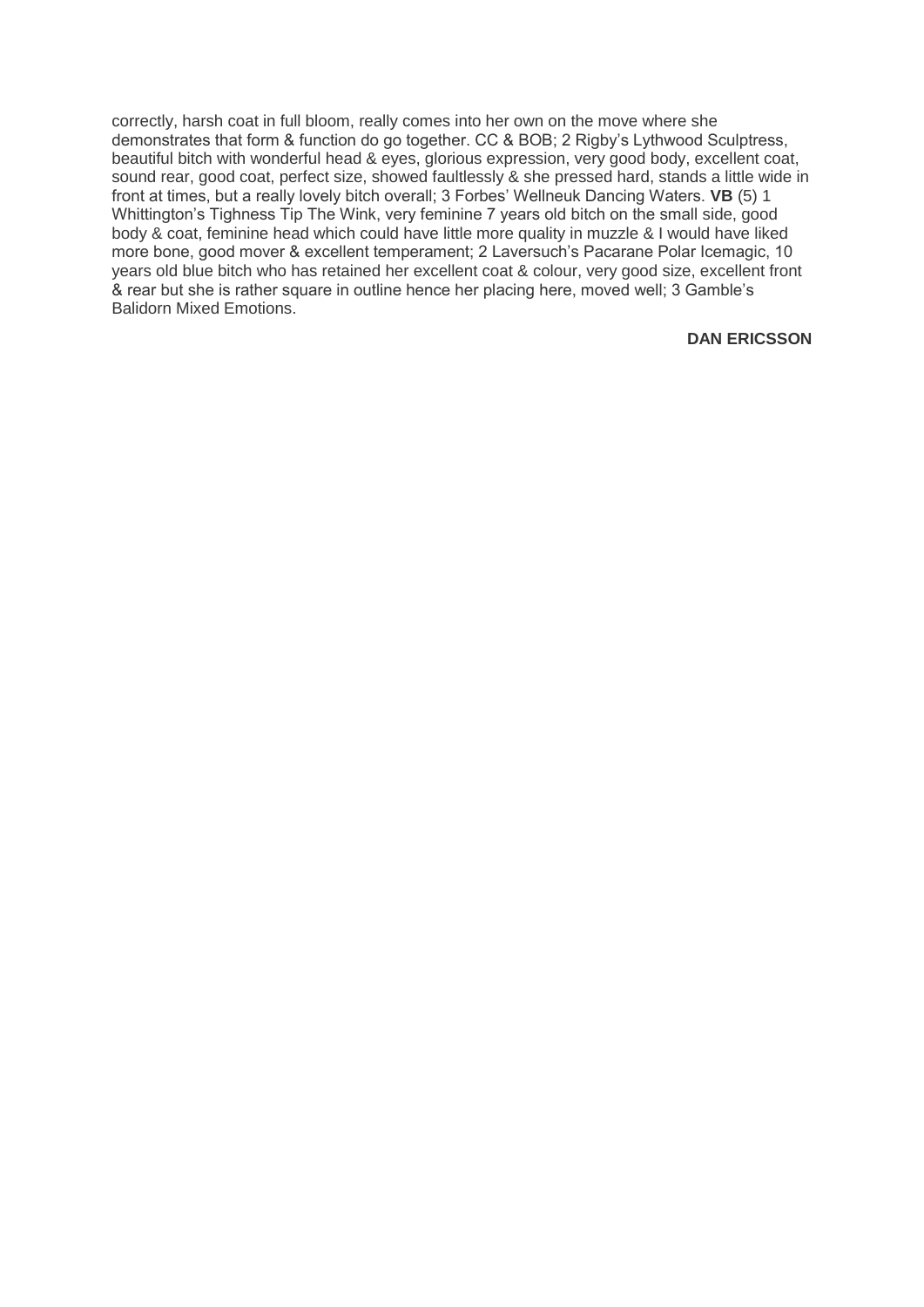correctly, harsh coat in full bloom, really comes into her own on the move where she demonstrates that form & function do go together. CC & BOB; 2 Rigby's Lythwood Sculptress, beautiful bitch with wonderful head & eyes, glorious expression, very good body, excellent coat, sound rear, good coat, perfect size, showed faultlessly & she pressed hard, stands a little wide in front at times, but a really lovely bitch overall; 3 Forbes' Wellneuk Dancing Waters. **VB** (5) 1 Whittington's Tighness Tip The Wink, very feminine 7 years old bitch on the small side, good body & coat, feminine head which could have little more quality in muzzle & I would have liked more bone, good mover & excellent temperament; 2 Laversuch's Pacarane Polar Icemagic, 10 years old blue bitch who has retained her excellent coat & colour, very good size, excellent front & rear but she is rather square in outline hence her placing here, moved well; 3 Gamble's Balidorn Mixed Emotions.

**DAN ERICSSON**